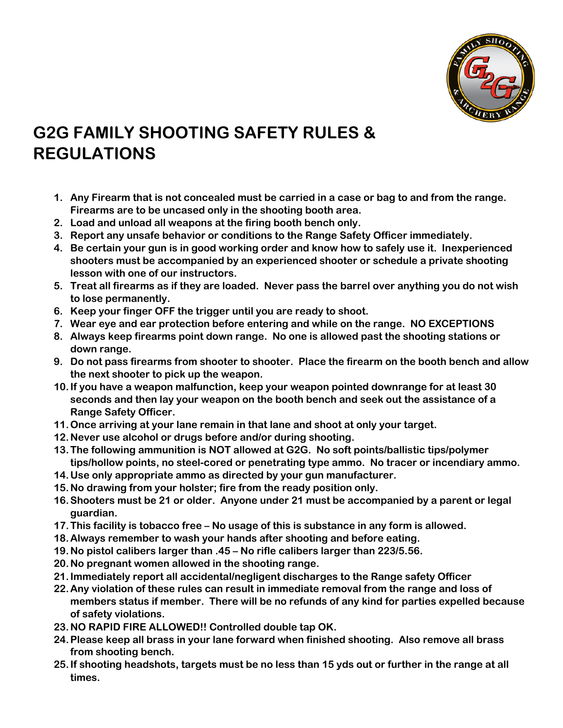# G2G FAMILY SHOOTING SAFETY RULES & REGULATIONS

1. **Any Firearm that is not concealed must be carried in a case or bag to and from the range. Firearms are to be uncased only in the shooting booth area.**
2. **Load and unload all weapons at the firing booth bench only.**
3. **Report any unsafe behavior or conditions to the Range Safety Officer immediately.**
4. **Be certain your gun is in good working order and know how to safely use it. Inexperienced shooters must be accompanied by an experienced shooter or schedule a private shooting lesson with one of our instructors.**
5. **Treat all firearms as if they are loaded. Never pass the barrel over anything you do not wish to lose permanently.**
6. **Keep your finger OFF the trigger until you are ready to shoot.**
7. **Wear eye and ear protection before entering and while on the range. NO EXCEPTIONS**
8. **Always keep firearms point down range. No one is allowed past the shooting stations or down range.**
9. **Do not pass firearms from shooter to shooter. Place the firearm on the booth bench and allow the next shooter to pick up the weapon.**
10. **If you have a weapon malfunction, keep your weapon pointed downrange for at least 30 seconds and then lay your weapon on the booth bench and seek out the assistance of a Range Safety Officer.**
11. **Once arriving at your lane remain in that lane and shoot at only your target.**
12. **Never use alcohol or drugs before and/or during shooting.**
13. **The following ammunition is NOT allowed at G2G. No soft points/ballistic tips/polymer tips/hollow points, no steel-cored or penetrating type ammo. No tracer or incendiary ammo.**
14. **Use only appropriate ammo as directed by your gun manufacturer.**
15. **No drawing from your holster; fire from the ready position only.**
16. **Shooters must be 21 or older. Anyone under 21 must be accompanied by a parent or legal guardian.**
17. **This facility is tobacco free – No usage of this is substance in any form is allowed.**
18. **Always remember to wash your hands after shooting and before eating.**
19. **No pistol calibers larger than .45 – No rifle calibers larger than 223/5.56.**
20. **No pregnant women allowed in the shooting range.**
21. **Immediately report all accidental/negligent discharges to the Range safety Officer**
22. **Any violation of these rules can result in immediate removal from the range and loss of members status if member. There will be no refunds of any kind for parties expelled because of safety violations.**
23. **NO RAPID FIRE ALLOWED!! Controlled double tap OK.**
24. **Please keep all brass in your lane forward when finished shooting. Also remove all brass from shooting bench.**
25. **If shooting headshots, targets must be no less than 15 yds out or further in the range at all times.**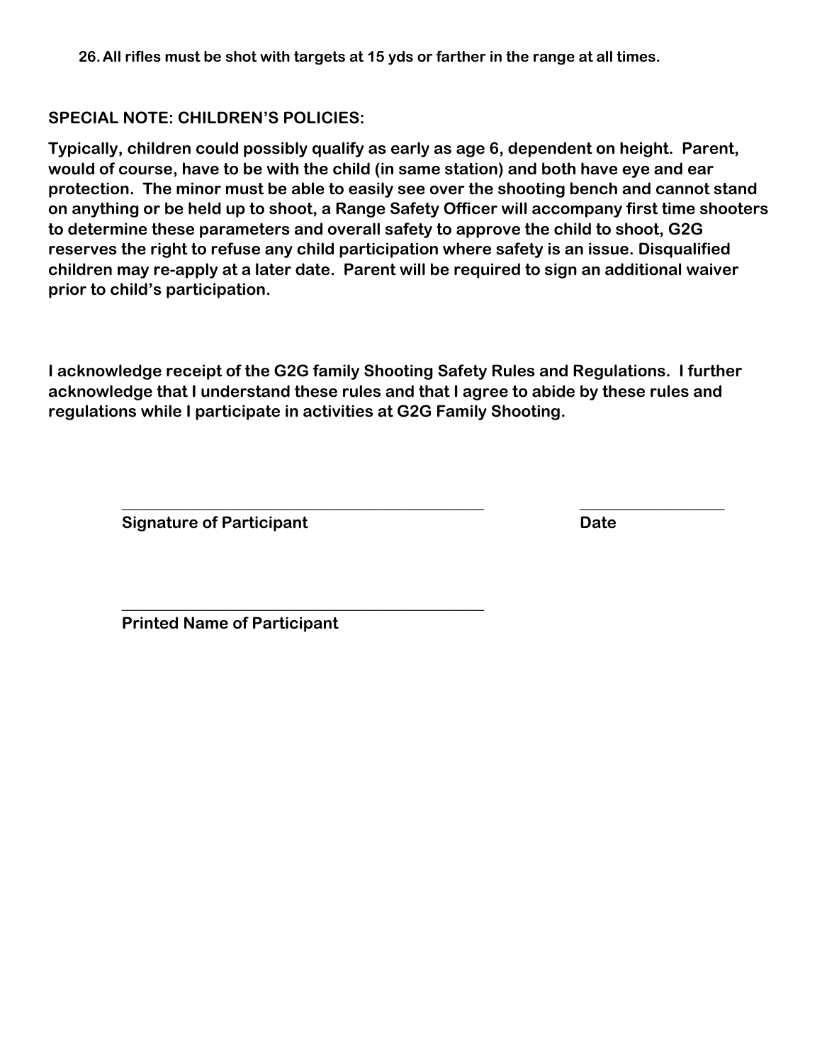26. All rifles must be shot with targets at 15 yds or farther in the range at all times.

**SPECIAL NOTE: CHILDREN'S POLICIES:**

**Typically, children could possibly qualify as early as age 6, dependent on height. Parent, would of course, have to be with the child (in same station) and both have eye and ear protection. The minor must be able to easily see over the shooting bench and cannot stand on anything or be held up to shoot, a Range Safety Officer will accompany first time shooters to determine these parameters and overall safety to approve the child to shoot, G2G reserves the right to refuse any child participation where safety is an issue. Disqualified children may re-apply at a later date. Parent will be required to sign an additional waiver prior to child's participation.**

**I acknowledge receipt of the G2G family Shooting Safety Rules and Regulations. I further acknowledge that I understand these rules and that I agree to abide by these rules and regulations while I participate in activities at G2G Family Shooting.**

______________________________________________ ________________

**Signature of Participant** **Date**

______________________________________________

**Printed Name of Participant**